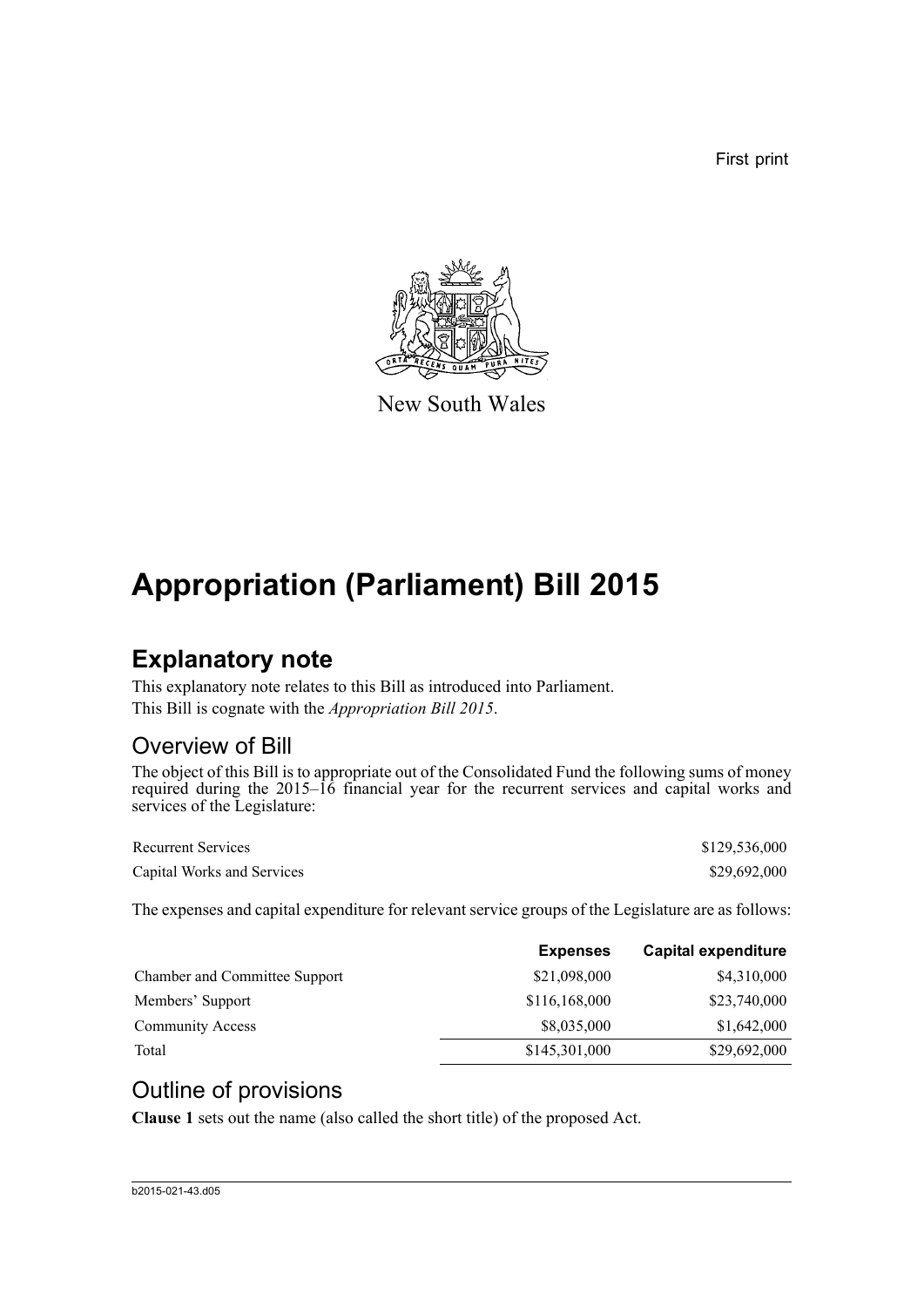First print

New South Wales

# Appropriation (Parliament) Bill 2015

## Explanatory note

This explanatory note relates to this Bill as introduced into Parliament.

This Bill is cognate with the *Appropriation Bill 2015*.

### Overview of Bill

The object of this Bill is to appropriate out of the Consolidated Fund the following sums of money required during the 2015–16 financial year for the recurrent services and capital works and services of the Legislature:

| | |
|---|---|
| Recurrent Services | $129,536,000 |
| Capital Works and Services | $29,692,000 |

The expenses and capital expenditure for relevant service groups of the Legislature are as follows:

| | **Expenses** | **Capital expenditure** |
|---|---|---|
| Chamber and Committee Support | $21,098,000 | $4,310,000 |
| Members' Support | $116,168,000 | $23,740,000 |
| Community Access | $8,035,000 | $1,642,000 |
| Total | $145,301,000 | $29,692,000 |

### Outline of provisions

**Clause 1** sets out the name (also called the short title) of the proposed Act.

b2015-021-43.d05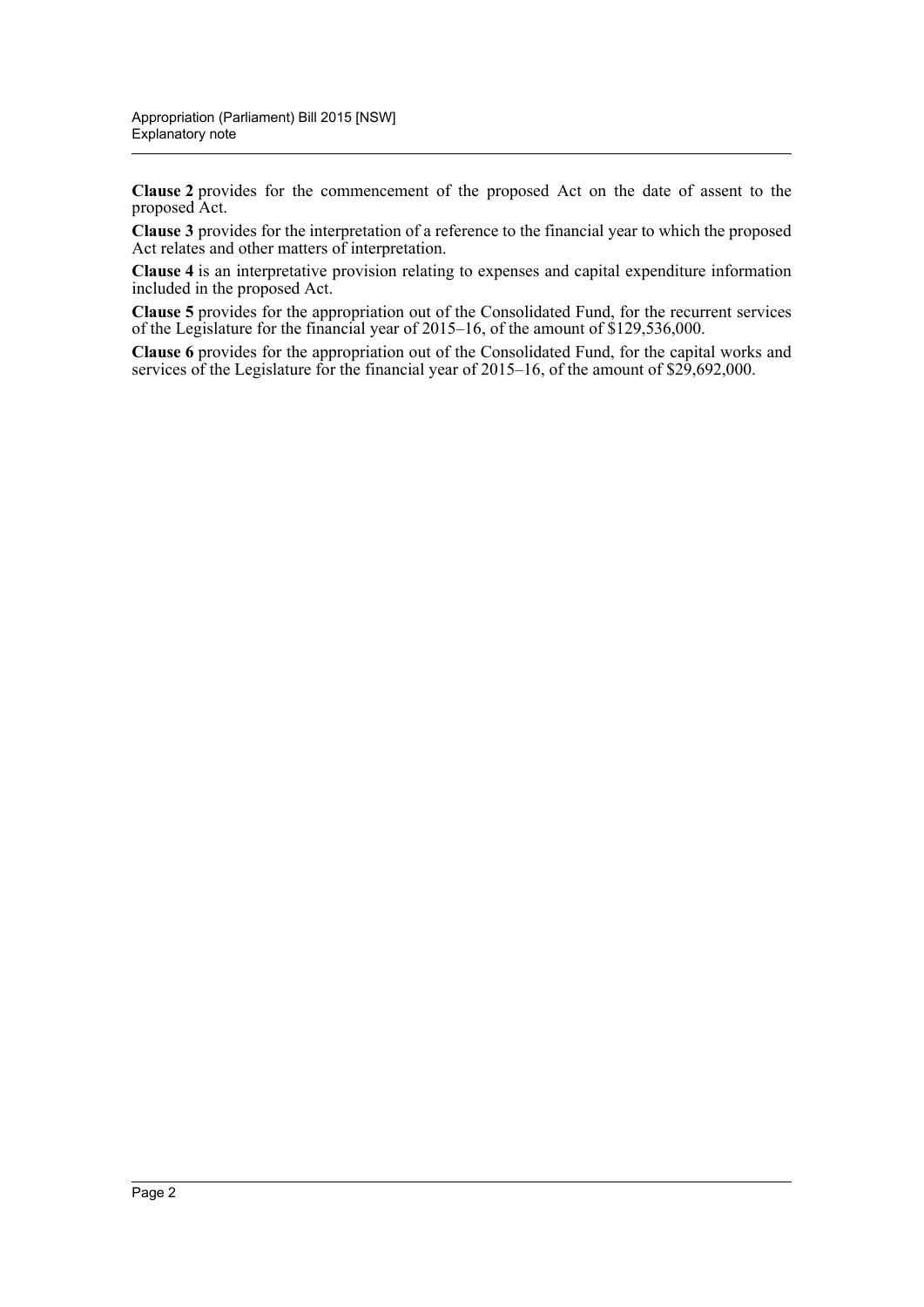**Clause 2** provides for the commencement of the proposed Act on the date of assent to the proposed Act.

**Clause 3** provides for the interpretation of a reference to the financial year to which the proposed Act relates and other matters of interpretation.

**Clause 4** is an interpretative provision relating to expenses and capital expenditure information included in the proposed Act.

**Clause 5** provides for the appropriation out of the Consolidated Fund, for the recurrent services of the Legislature for the financial year of 2015–16, of the amount of $129,536,000.

**Clause 6** provides for the appropriation out of the Consolidated Fund, for the capital works and services of the Legislature for the financial year of 2015–16, of the amount of $29,692,000.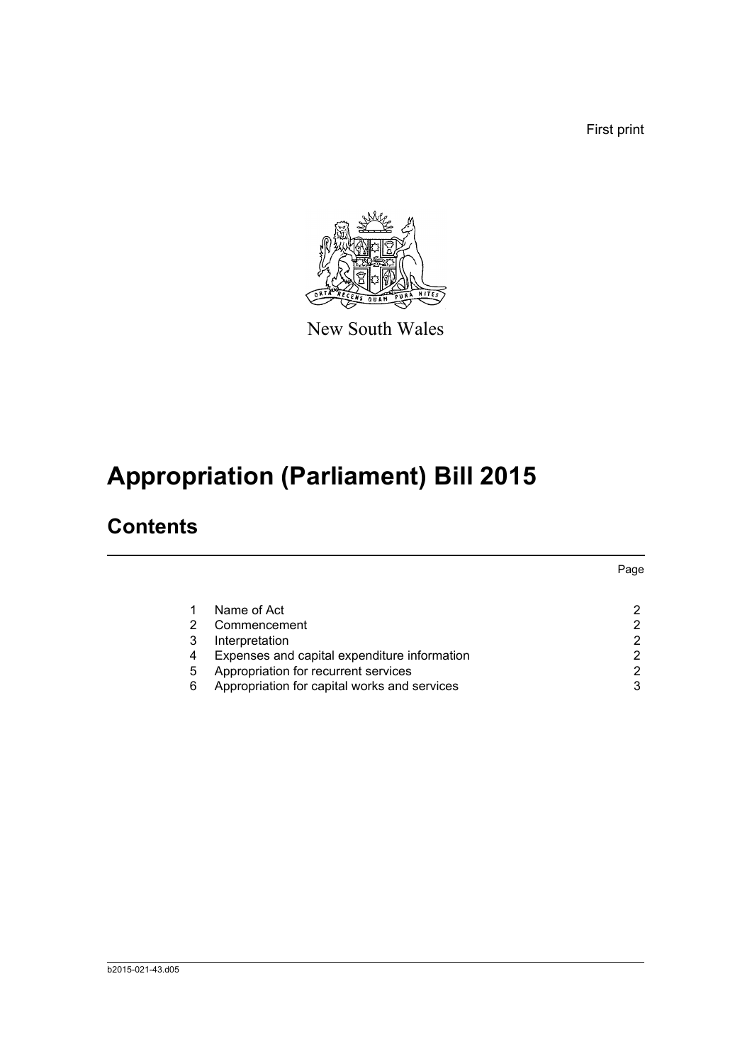First print

New South Wales

# Appropriation (Parliament) Bill 2015

## Contents

| | | Page |
|---|---|---|
| 1 | Name of Act | 2 |
| 2 | Commencement | 2 |
| 3 | Interpretation | 2 |
| 4 | Expenses and capital expenditure information | 2 |
| 5 | Appropriation for recurrent services | 2 |
| 6 | Appropriation for capital works and services | 3 |

b2015-021-43.d05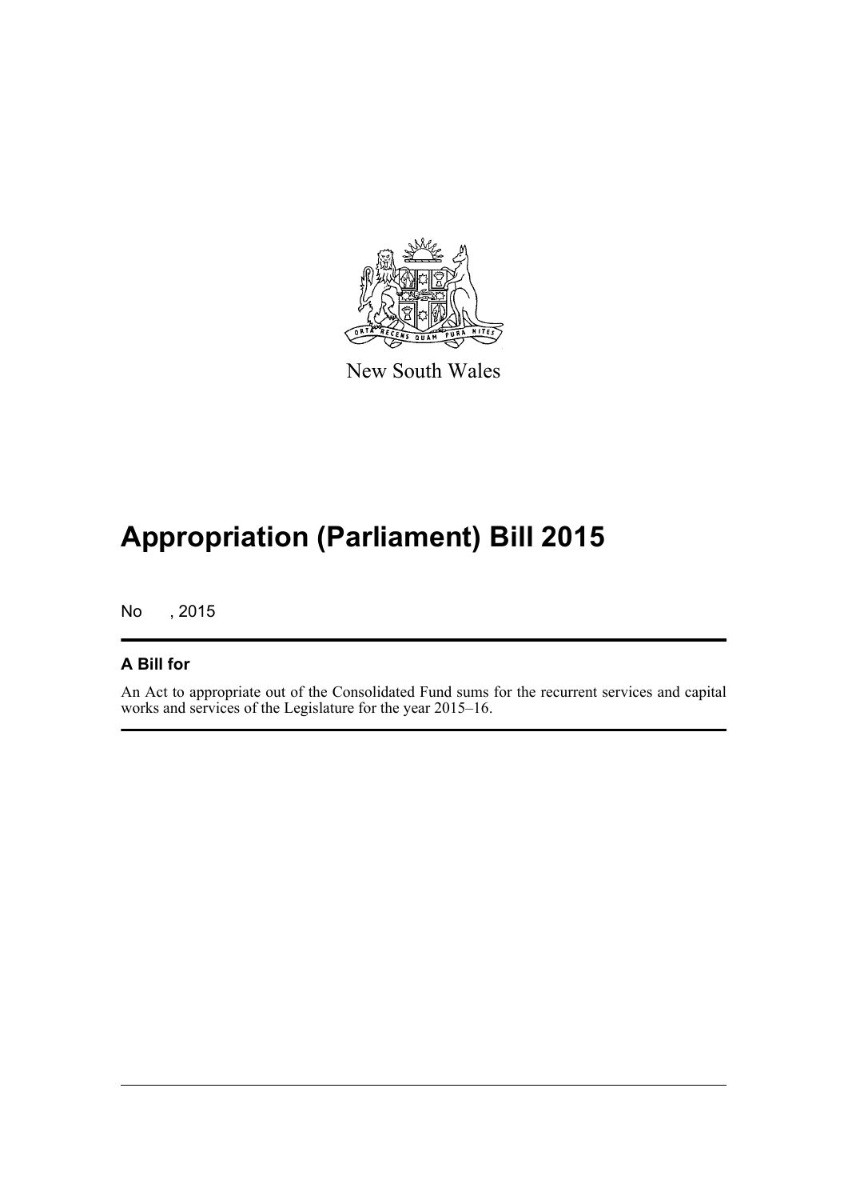New South Wales

# Appropriation (Parliament) Bill 2015

No , 2015

## A Bill for

An Act to appropriate out of the Consolidated Fund sums for the recurrent services and capital works and services of the Legislature for the year 2015–16.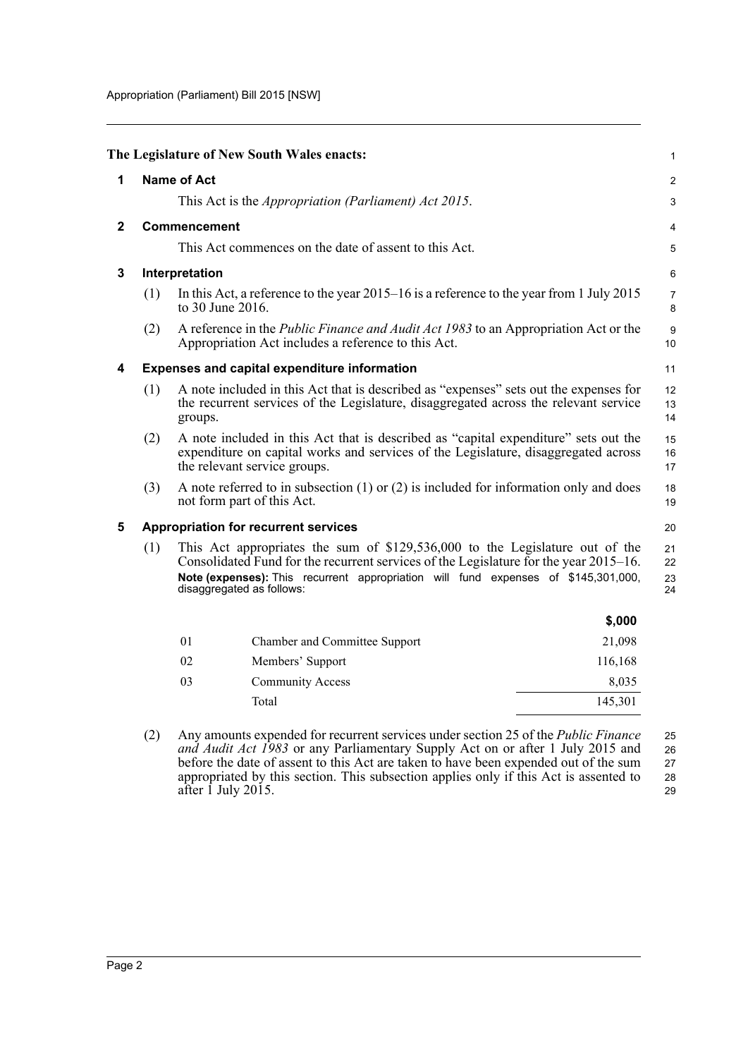**The Legislature of New South Wales enacts:**

## 1 Name of Act

This Act is the *Appropriation (Parliament) Act 2015*.

## 2 Commencement

This Act commences on the date of assent to this Act.

## 3 Interpretation

(1) In this Act, a reference to the year 2015–16 is a reference to the year from 1 July 2015 to 30 June 2016.

(2) A reference in the *Public Finance and Audit Act 1983* to an Appropriation Act or the Appropriation Act includes a reference to this Act.

## 4 Expenses and capital expenditure information

(1) A note included in this Act that is described as "expenses" sets out the expenses for the recurrent services of the Legislature, disaggregated across the relevant service groups.

(2) A note included in this Act that is described as "capital expenditure" sets out the expenditure on capital works and services of the Legislature, disaggregated across the relevant service groups.

(3) A note referred to in subsection (1) or (2) is included for information only and does not form part of this Act.

## 5 Appropriation for recurrent services

(1) This Act appropriates the sum of $129,536,000 to the Legislature out of the Consolidated Fund for the recurrent services of the Legislature for the year 2015–16.

**Note (expenses):** This recurrent appropriation will fund expenses of $145,301,000, disaggregated as follows:

| | | $,000 |
|---|---|---|
| 01 | Chamber and Committee Support | 21,098 |
| 02 | Members' Support | 116,168 |
| 03 | Community Access | 8,035 |
| | Total | 145,301 |

(2) Any amounts expended for recurrent services under section 25 of the *Public Finance and Audit Act 1983* or any Parliamentary Supply Act on or after 1 July 2015 and before the date of assent to this Act are taken to have been expended out of the sum appropriated by this section. This subsection applies only if this Act is assented to after 1 July 2015.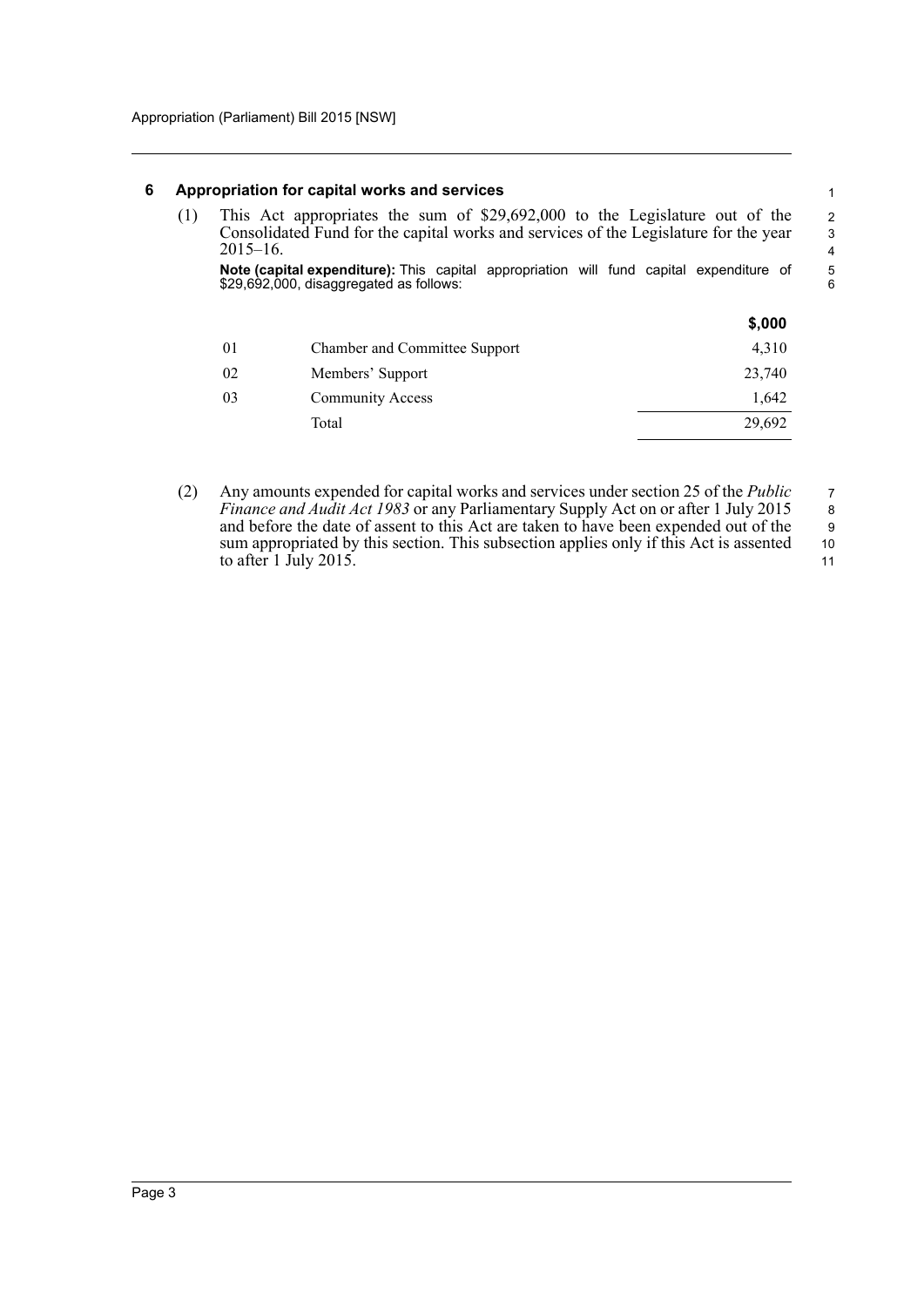## 6 Appropriation for capital works and services

(1) This Act appropriates the sum of $29,692,000 to the Legislature out of the Consolidated Fund for the capital works and services of the Legislature for the year 2015–16.

**Note (capital expenditure):** This capital appropriation will fund capital expenditure of $29,692,000, disaggregated as follows:

| | | $,000 |
|---|---|---|
| 01 | Chamber and Committee Support | 4,310 |
| 02 | Members' Support | 23,740 |
| 03 | Community Access | 1,642 |
| | Total | 29,692 |

(2) Any amounts expended for capital works and services under section 25 of the *Public Finance and Audit Act 1983* or any Parliamentary Supply Act on or after 1 July 2015 and before the date of assent to this Act are taken to have been expended out of the sum appropriated by this section. This subsection applies only if this Act is assented to after 1 July 2015.